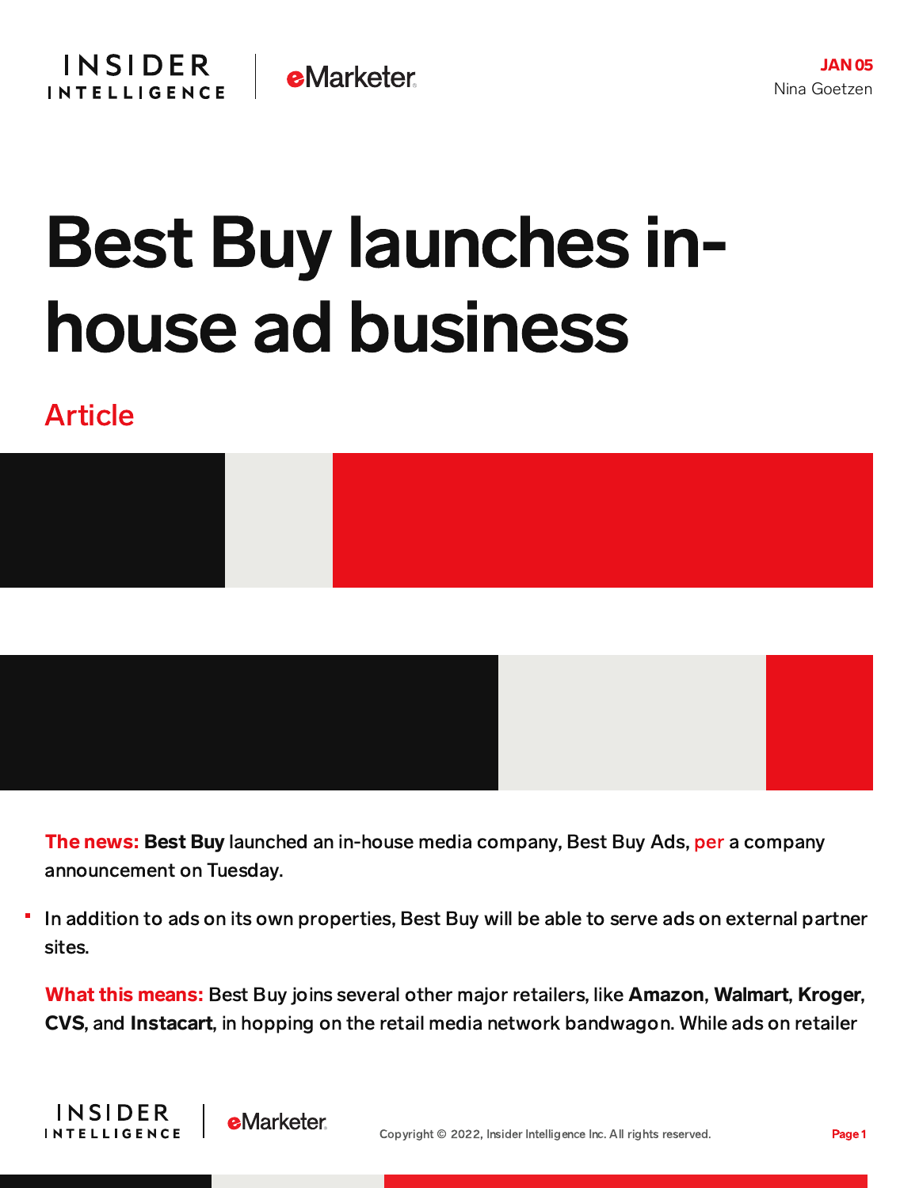JAN 05

Nina Goetzen

# Best Buy launches in-house ad business

Article

**The news:** **Best Buy** launched an in-house media company, Best Buy Ads, per a company announcement on Tuesday.

- In addition to ads on its own properties, Best Buy will be able to serve ads on external partner sites.

**What this means:** Best Buy joins several other major retailers, like **Amazon**, **Walmart**, **Kroger**, **CVS**, and **Instacart**, in hopping on the retail media network bandwagon. While ads on retailer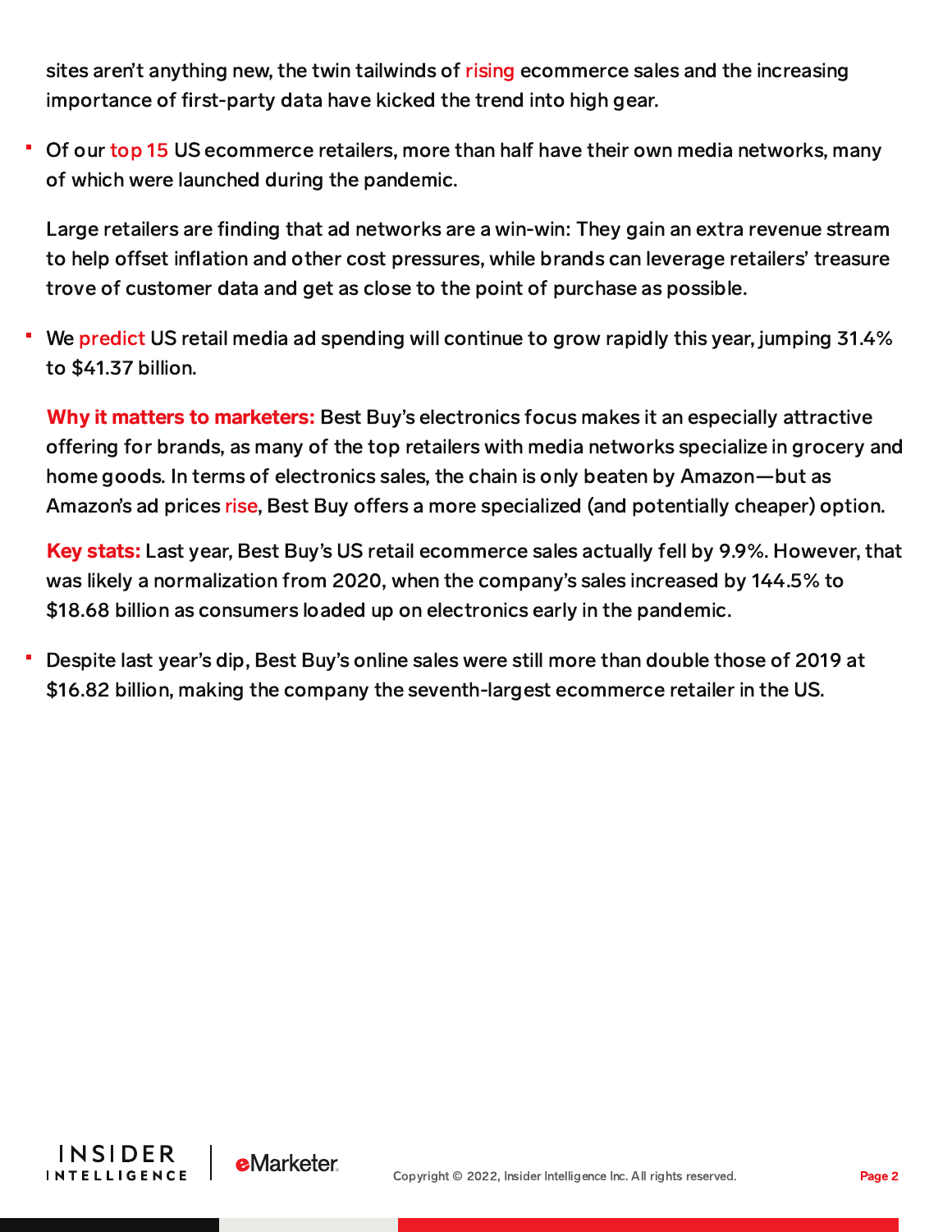sites aren't anything new, the twin tailwinds of rising ecommerce sales and the increasing importance of first-party data have kicked the trend into high gear.

- Of our top 15 US ecommerce retailers, more than half have their own media networks, many of which were launched during the pandemic.

  Large retailers are finding that ad networks are a win-win: They gain an extra revenue stream to help offset inflation and other cost pressures, while brands can leverage retailers' treasure trove of customer data and get as close to the point of purchase as possible.

- We predict US retail media ad spending will continue to grow rapidly this year, jumping 31.4% to $41.37 billion.

**Why it matters to marketers:** Best Buy's electronics focus makes it an especially attractive offering for brands, as many of the top retailers with media networks specialize in grocery and home goods. In terms of electronics sales, the chain is only beaten by Amazon—but as Amazon's ad prices rise, Best Buy offers a more specialized (and potentially cheaper) option.

**Key stats:** Last year, Best Buy's US retail ecommerce sales actually fell by 9.9%. However, that was likely a normalization from 2020, when the company's sales increased by 144.5% to $18.68 billion as consumers loaded up on electronics early in the pandemic.

- Despite last year's dip, Best Buy's online sales were still more than double those of 2019 at $16.82 billion, making the company the seventh-largest ecommerce retailer in the US.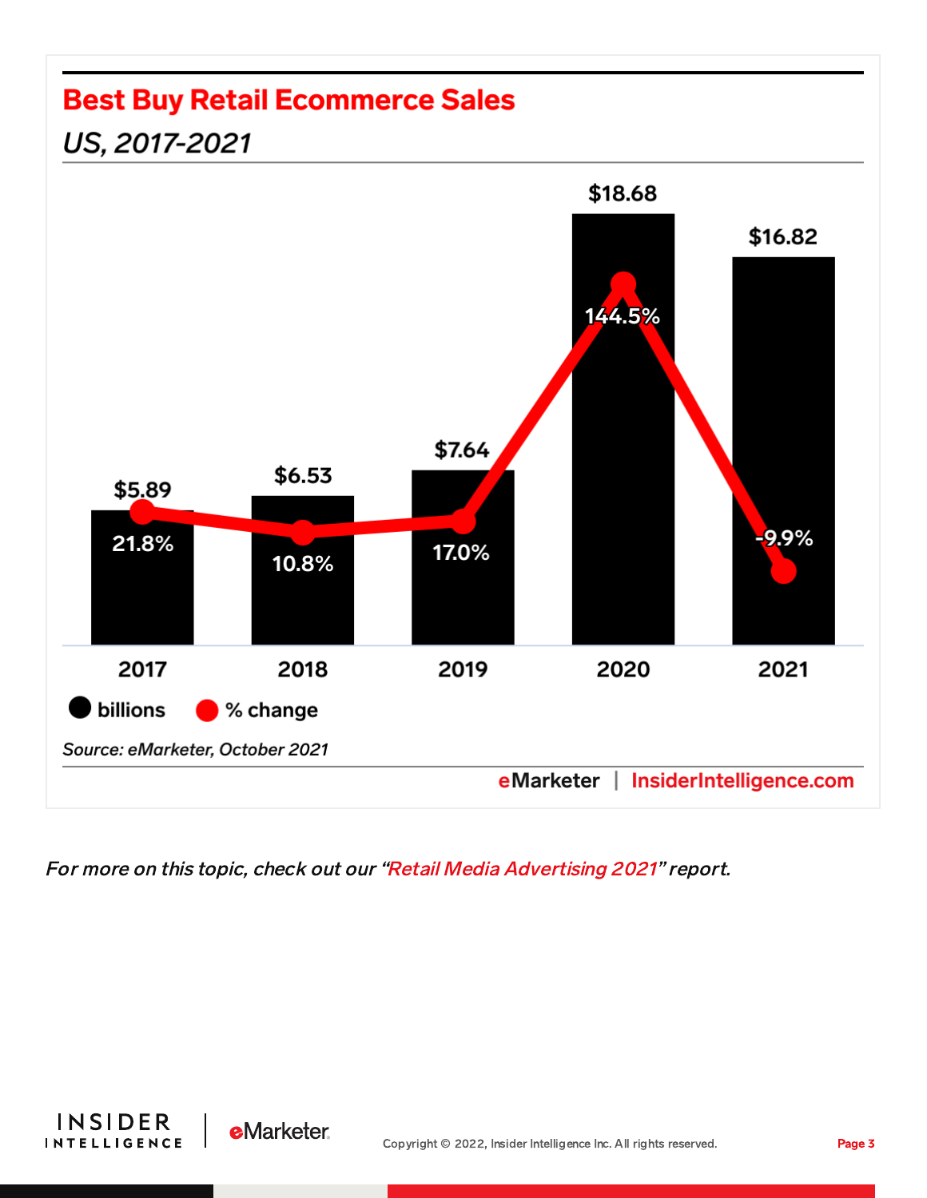## Best Buy Retail Ecommerce Sales

*US, 2017-2021*

$5.89
21.8%
$6.53
10.8%
$7.64
17.0%
$18.68
144.5%
$16.82
-9.9%

2017
2018
2019
2020
2021

billions
% change

*Source: eMarketer, October 2021*

eMarketer | InsiderIntelligence.com

*For more on this topic, check out our "Retail Media Advertising 2021" report.*

Copyright © 2022, Insider Intelligence Inc. All rights reserved.